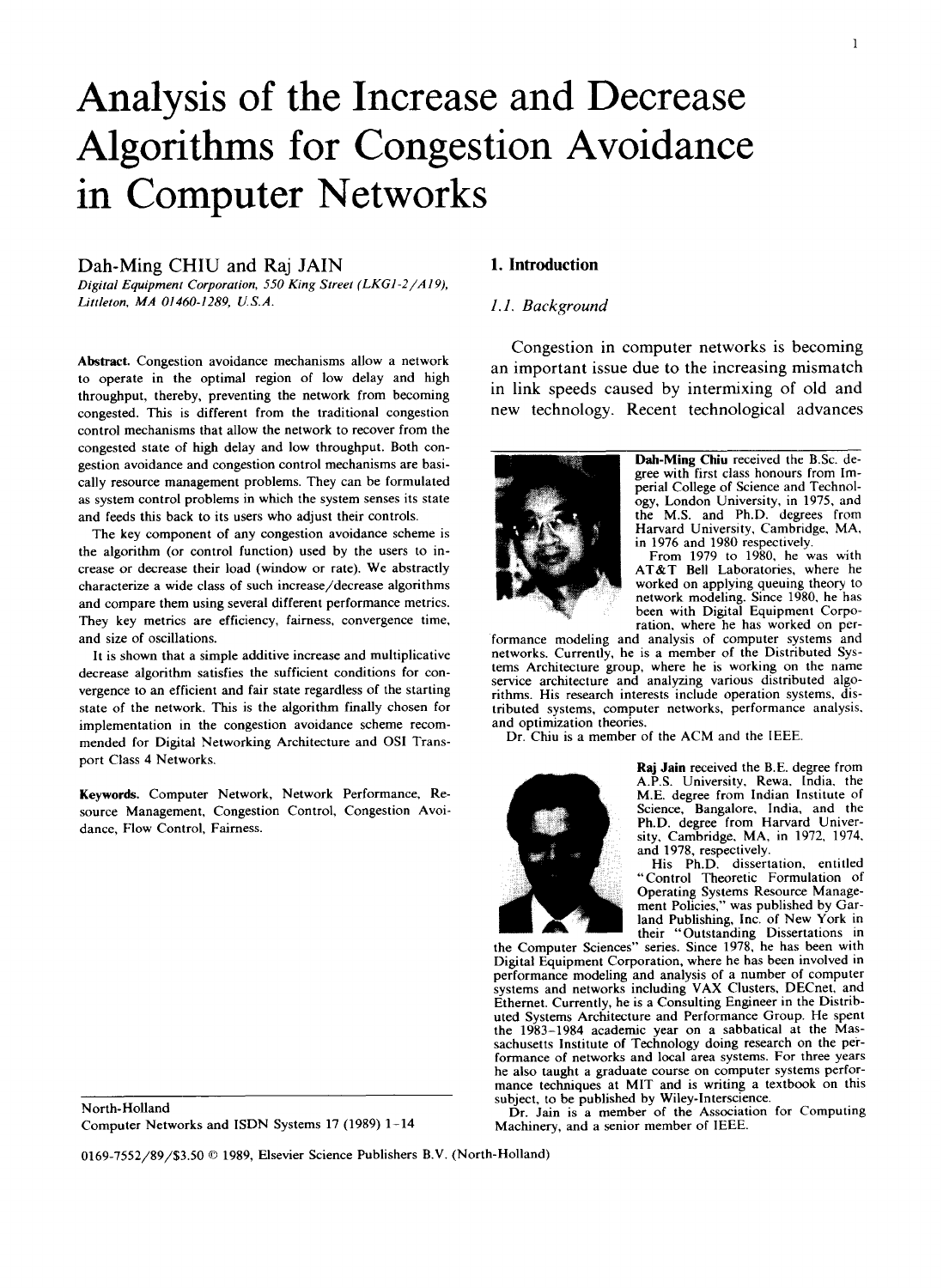# Analysis of the Increase and Decrease Algorithms for Congestion Avoidance in Computer Networks

Dah-Ming CHIU and Raj JAIN

*Digital Equipment Corporation, 550 King Street (LKG1-2/A19), Littleton, MA 01460-1289, U.S.A.*

**Abstract.** Congestion avoidance mechanisms allow a network to operate in the optimal region of low delay and high throughput, thereby, preventing the network from becoming congested. This is different from the traditional congestion control mechanisms that allow the network to recover from the congested state of high delay and low throughput. Both congestion avoidance and congestion control mechanisms are basically resource management problems. They can be formulated as system control problems in which the system senses its state and feeds this back to its users who adjust their controls.

The key component of any congestion avoidance scheme is the algorithm (or control function) used by the users to increase or decrease their load (window or rate). We abstractly characterize a wide class of such increase/decrease algorithms and compare them using several different performance metrics. They key metrics are efficiency, fairness, convergence time, and size of oscillations.

It is shown that a simple additive increase and multiplicative decrease algorithm satisfies the sufficient conditions for convergence to an efficient and fair state regardless of the starting state of the network. This is the algorithm finally chosen for implementation in the congestion avoidance scheme recommended for Digital Networking Architecture and OSI Transport Class 4 Networks.

**Keywords.** Computer Network, Network Performance, Resource Management, Congestion Control, Congestion Avoidance, Flow Control, Fairness.

North-Holland
Computer Networks and ISDN Systems 17 (1989) 1-14

0169-7552/89/$3.50 © 1989, Elsevier Science Publishers B.V. (North-Holland)

## 1. Introduction

### 1.1. Background

Congestion in computer networks is becoming an important issue due to the increasing mismatch in link speeds caused by intermixing of old and new technology. Recent technological advances

**Dah-Ming Chiu** received the B.Sc. degree with first class honours from Imperial College of Science and Technology, London University, in 1975, and the M.S. and Ph.D. degrees from Harvard University, Cambridge, MA, in 1976 and 1980 respectively.

From 1979 to 1980, he was with AT&T Bell Laboratories, where he worked on applying queuing theory to network modeling. Since 1980, he has been with Digital Equipment Corporation, where he has worked on performance modeling and analysis of computer systems and networks. Currently, he is a member of the Distributed Systems Architecture group, where he is working on the name service architecture and analyzing various distributed algorithms. His research interests include operation systems, distributed systems, computer networks, performance analysis, and optimization theories.

Dr. Chiu is a member of the ACM and the IEEE.

**Raj Jain** received the B.E. degree from A.P.S. University, Rewa, India, the M.E. degree from Indian Institute of Science, Bangalore, India, and the Ph.D. degree from Harvard University, Cambridge, MA, in 1972, 1974, and 1978, respectively.

His Ph.D. dissertation, entitled "Control Theoretic Formulation of Operating Systems Resource Management Policies," was published by Garland Publishing, Inc. of New York in their "Outstanding Dissertations in the Computer Sciences" series. Since 1978, he has been with Digital Equipment Corporation, where he has been involved in performance modeling and analysis of a number of computer systems and networks including VAX Clusters, DECnet, and Ethernet. Currently, he is a Consulting Engineer in the Distributed Systems Architecture and Performance Group. He spent the 1983-1984 academic year on a sabbatical at the Massachusetts Institute of Technology doing research on the performance of networks and local area systems. For three years he also taught a graduate course on computer systems performance techniques at MIT and is writing a textbook on this subject, to be published by Wiley-Interscience.

Dr. Jain is a member of the Association for Computing Machinery, and a senior member of IEEE.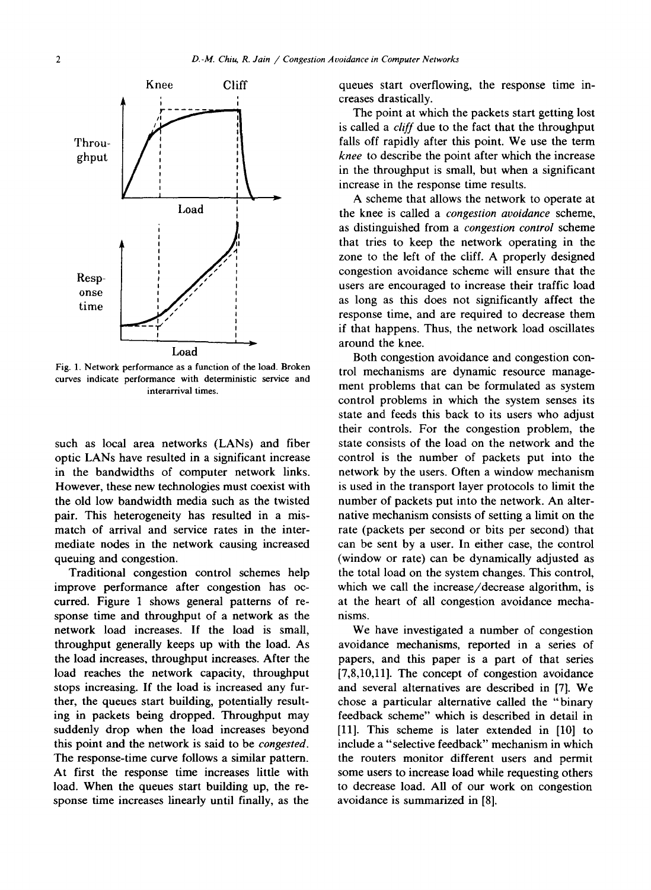Knee

Cliff

Throughput

Load

Response time

Load

Fig. 1. Network performance as a function of the load. Broken curves indicate performance with deterministic service and interarrival times.

such as local area networks (LANs) and fiber optic LANs have resulted in a significant increase in the bandwidths of computer network links. However, these new technologies must coexist with the old low bandwidth media such as the twisted pair. This heterogeneity has resulted in a mismatch of arrival and service rates in the intermediate nodes in the network causing increased queuing and congestion.

Traditional congestion control schemes help improve performance after congestion has occurred. Figure 1 shows general patterns of response time and throughput of a network as the network load increases. If the load is small, throughput generally keeps up with the load. As the load increases, throughput increases. After the load reaches the network capacity, throughput stops increasing. If the load is increased any further, the queues start building, potentially resulting in packets being dropped. Throughput may suddenly drop when the load increases beyond this point and the network is said to be *congested*. The response-time curve follows a similar pattern. At first the response time increases little with load. When the queues start building up, the response time increases linearly until finally, as the queues start overflowing, the response time increases drastically.

The point at which the packets start getting lost is called a *cliff* due to the fact that the throughput falls off rapidly after this point. We use the term *knee* to describe the point after which the increase in the throughput is small, but when a significant increase in the response time results.

A scheme that allows the network to operate at the knee is called a *congestion avoidance* scheme, as distinguished from a *congestion control* scheme that tries to keep the network operating in the zone to the left of the cliff. A properly designed congestion avoidance scheme will ensure that the users are encouraged to increase their traffic load as long as this does not significantly affect the response time, and are required to decrease them if that happens. Thus, the network load oscillates around the knee.

Both congestion avoidance and congestion control mechanisms are dynamic resource management problems that can be formulated as system control problems in which the system senses its state and feeds this back to its users who adjust their controls. For the congestion problem, the state consists of the load on the network and the control is the number of packets put into the network by the users. Often a window mechanism is used in the transport layer protocols to limit the number of packets put into the network. An alternative mechanism consists of setting a limit on the rate (packets per second or bits per second) that can be sent by a user. In either case, the control (window or rate) can be dynamically adjusted as the total load on the system changes. This control, which we call the increase/decrease algorithm, is at the heart of all congestion avoidance mechanisms.

We have investigated a number of congestion avoidance mechanisms, reported in a series of papers, and this paper is a part of that series [7,8,10,11]. The concept of congestion avoidance and several alternatives are described in [7]. We chose a particular alternative called the "binary feedback scheme" which is described in detail in [11]. This scheme is later extended in [10] to include a "selective feedback" mechanism in which the routers monitor different users and permit some users to increase load while requesting others to decrease load. All of our work on congestion avoidance is summarized in [8].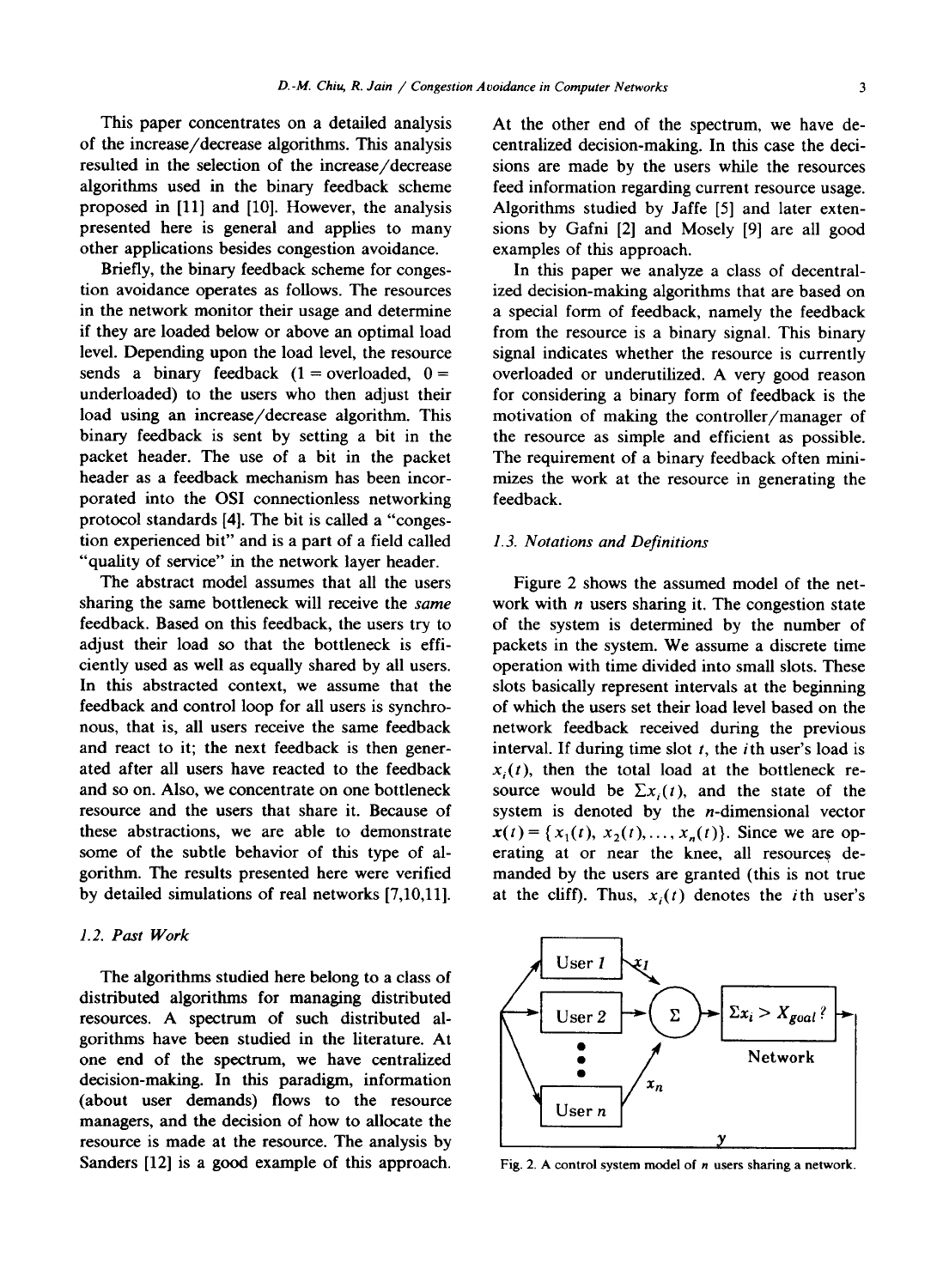This paper concentrates on a detailed analysis of the increase/decrease algorithms. This analysis resulted in the selection of the increase/decrease algorithms used in the binary feedback scheme proposed in [11] and [10]. However, the analysis presented here is general and applies to many other applications besides congestion avoidance.

Briefly, the binary feedback scheme for congestion avoidance operates as follows. The resources in the network monitor their usage and determine if they are loaded below or above an optimal load level. Depending upon the load level, the resource sends a binary feedback (1 = overloaded, 0 = underloaded) to the users who then adjust their load using an increase/decrease algorithm. This binary feedback is sent by setting a bit in the packet header. The use of a bit in the packet header as a feedback mechanism has been incorporated into the OSI connectionless networking protocol standards [4]. The bit is called a "congestion experienced bit" and is a part of a field called "quality of service" in the network layer header.

The abstract model assumes that all the users sharing the same bottleneck will receive the *same* feedback. Based on this feedback, the users try to adjust their load so that the bottleneck is efficiently used as well as equally shared by all users. In this abstracted context, we assume that the feedback and control loop for all users is synchronous, that is, all users receive the same feedback and react to it; the next feedback is then generated after all users have reacted to the feedback and so on. Also, we concentrate on one bottleneck resource and the users that share it. Because of these abstractions, we are able to demonstrate some of the subtle behavior of this type of algorithm. The results presented here were verified by detailed simulations of real networks [7,10,11].

### 1.2. Past Work

The algorithms studied here belong to a class of distributed algorithms for managing distributed resources. A spectrum of such distributed algorithms have been studied in the literature. At one end of the spectrum, we have centralized decision-making. In this paradigm, information (about user demands) flows to the resource managers, and the decision of how to allocate the resource is made at the resource. The analysis by Sanders [12] is a good example of this approach. At the other end of the spectrum, we have decentralized decision-making. In this case the decisions are made by the users while the resources feed information regarding current resource usage. Algorithms studied by Jaffe [5] and later extensions by Gafni [2] and Mosely [9] are all good examples of this approach.

In this paper we analyze a class of decentralized decision-making algorithms that are based on a special form of feedback, namely the feedback from the resource is a binary signal. This binary signal indicates whether the resource is currently overloaded or underutilized. A very good reason for considering a binary form of feedback is the motivation of making the controller/manager of the resource as simple and efficient as possible. The requirement of a binary feedback often minimizes the work at the resource in generating the feedback.

### 1.3. Notations and Definitions

Figure 2 shows the assumed model of the network with $n$ users sharing it. The congestion state of the system is determined by the number of packets in the system. We assume a discrete time operation with time divided into small slots. These slots basically represent intervals at the beginning of which the users set their load level based on the network feedback received during the previous interval. If during time slot $t$, the $i$th user's load is $x_i(t)$, then the total load at the bottleneck resource would be $\Sigma x_i(t)$, and the state of the system is denoted by the $n$-dimensional vector $x(t) = \{x_1(t), x_2(t), \ldots, x_n(t)\}$. Since we are operating at or near the knee, all resources demanded by the users are granted (this is not true at the cliff). Thus, $x_i(t)$ denotes the $i$th user's

User 1
User 2
User n
$x_1$
$x_n$
$\Sigma$
$\Sigma x_i > X_{goal}$?
Network
$y$

Fig. 2. A control system model of $n$ users sharing a network.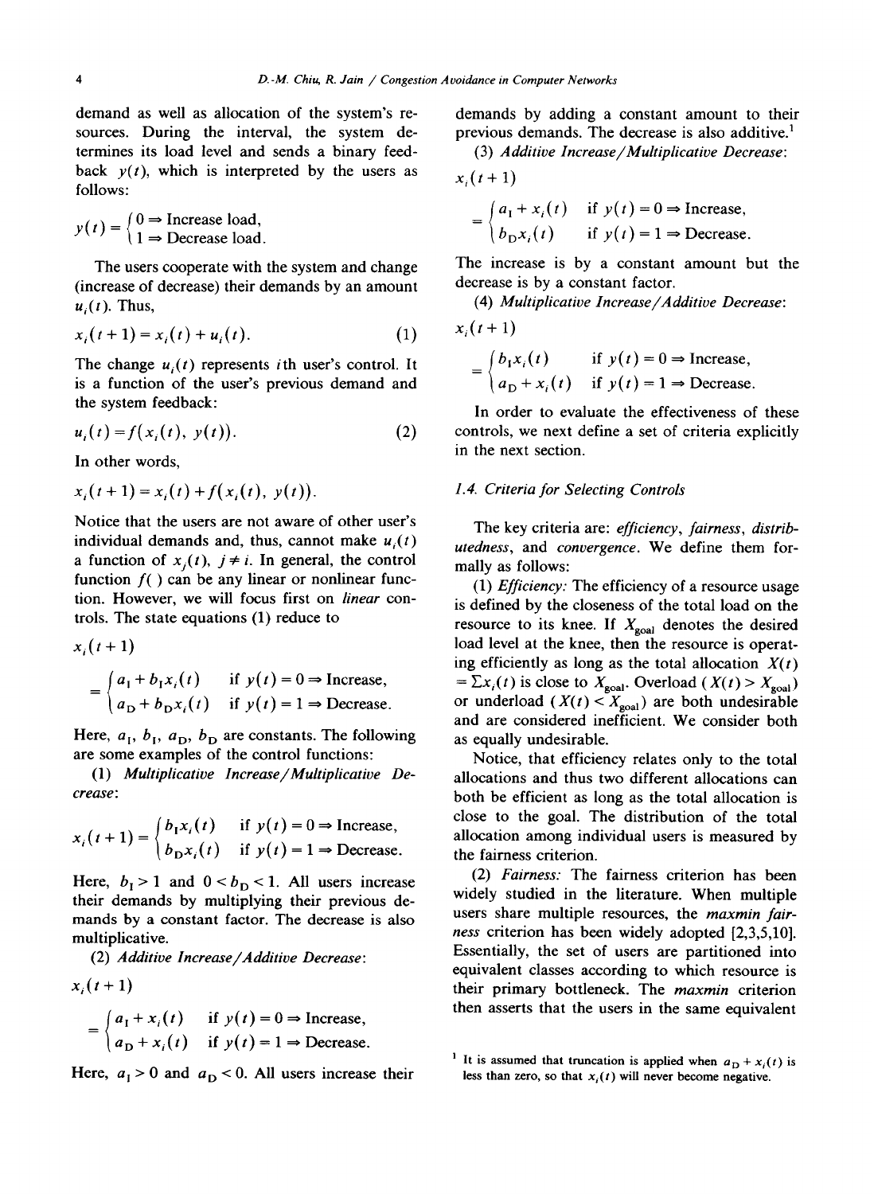demand as well as allocation of the system's resources. During the interval, the system determines its load level and sends a binary feedback $y(t)$, which is interpreted by the users as follows:

$$y(t) = \begin{cases} 0 \Rightarrow \text{Increase load}, \\ 1 \Rightarrow \text{Decrease load}. \end{cases}$$

The users cooperate with the system and change (increase of decrease) their demands by an amount $u_i(t)$. Thus,

$$x_i(t+1) = x_i(t) + u_i(t). \tag{1}$$

The change $u_i(t)$ represents $i$th user's control. It is a function of the user's previous demand and the system feedback:

$$u_i(t) = f(x_i(t), y(t)). \tag{2}$$

In other words,

$$x_i(t+1) = x_i(t) + f(x_i(t), y(t)).$$

Notice that the users are not aware of other user's individual demands and, thus, cannot make $u_i(t)$ a function of $x_j(t)$, $j \neq i$. In general, the control function $f(\ )$ can be any linear or nonlinear function. However, we will focus first on *linear* controls. The state equations (1) reduce to

$$x_i(t+1) = \begin{cases} a_I + b_I x_i(t) & \text{if } y(t) = 0 \Rightarrow \text{Increase}, \\ a_D + b_D x_i(t) & \text{if } y(t) = 1 \Rightarrow \text{Decrease}. \end{cases}$$

Here, $a_I$, $b_I$, $a_D$, $b_D$ are constants. The following are some examples of the control functions:

(1) *Multiplicative Increase/Multiplicative Decrease*:

$$x_i(t+1) = \begin{cases} b_I x_i(t) & \text{if } y(t) = 0 \Rightarrow \text{Increase}, \\ b_D x_i(t) & \text{if } y(t) = 1 \Rightarrow \text{Decrease}. \end{cases}$$

Here, $b_I > 1$ and $0 < b_D < 1$. All users increase their demands by multiplying their previous demands by a constant factor. The decrease is also multiplicative.

(2) *Additive Increase/Additive Decrease*:

$$x_i(t+1) = \begin{cases} a_I + x_i(t) & \text{if } y(t) = 0 \Rightarrow \text{Increase}, \\ a_D + x_i(t) & \text{if } y(t) = 1 \Rightarrow \text{Decrease}. \end{cases}$$

Here, $a_I > 0$ and $a_D < 0$. All users increase their demands by adding a constant amount to their previous demands. The decrease is also additive.[1]

(3) *Additive Increase/Multiplicative Decrease*:

$$x_i(t+1) = \begin{cases} a_I + x_i(t) & \text{if } y(t) = 0 \Rightarrow \text{Increase}, \\ b_D x_i(t) & \text{if } y(t) = 1 \Rightarrow \text{Decrease}. \end{cases}$$

The increase is by a constant amount but the decrease is by a constant factor.

(4) *Multiplicative Increase/Additive Decrease*:

$$x_i(t+1) = \begin{cases} b_I x_i(t) & \text{if } y(t) = 0 \Rightarrow \text{Increase}, \\ a_D + x_i(t) & \text{if } y(t) = 1 \Rightarrow \text{Decrease}. \end{cases}$$

In order to evaluate the effectiveness of these controls, we next define a set of criteria explicitly in the next section.

### 1.4. Criteria for Selecting Controls

The key criteria are: *efficiency*, *fairness*, *distributedness*, and *convergence*. We define them formally as follows:

(1) *Efficiency:* The efficiency of a resource usage is defined by the closeness of the total load on the resource to its knee. If $X_{goal}$ denotes the desired load level at the knee, then the resource is operating efficiently as long as the total allocation $X(t) = \sum x_i(t)$ is close to $X_{goal}$. Overload ($X(t) > X_{goal}$) or underload ($X(t) < X_{goal}$) are both undesirable and are considered inefficient. We consider both as equally undesirable.

Notice, that efficiency relates only to the total allocations and thus two different allocations can both be efficient as long as the total allocation is close to the goal. The distribution of the total allocation among individual users is measured by the fairness criterion.

(2) *Fairness:* The fairness criterion has been widely studied in the literature. When multiple users share multiple resources, the *maxmin fairness* criterion has been widely adopted [2,3,5,10]. Essentially, the set of users are partitioned into equivalent classes according to which resource is their primary bottleneck. The *maxmin* criterion then asserts that the users in the same equivalent

[1] It is assumed that truncation is applied when $a_D + x_i(t)$ is less than zero, so that $x_i(t)$ will never become negative.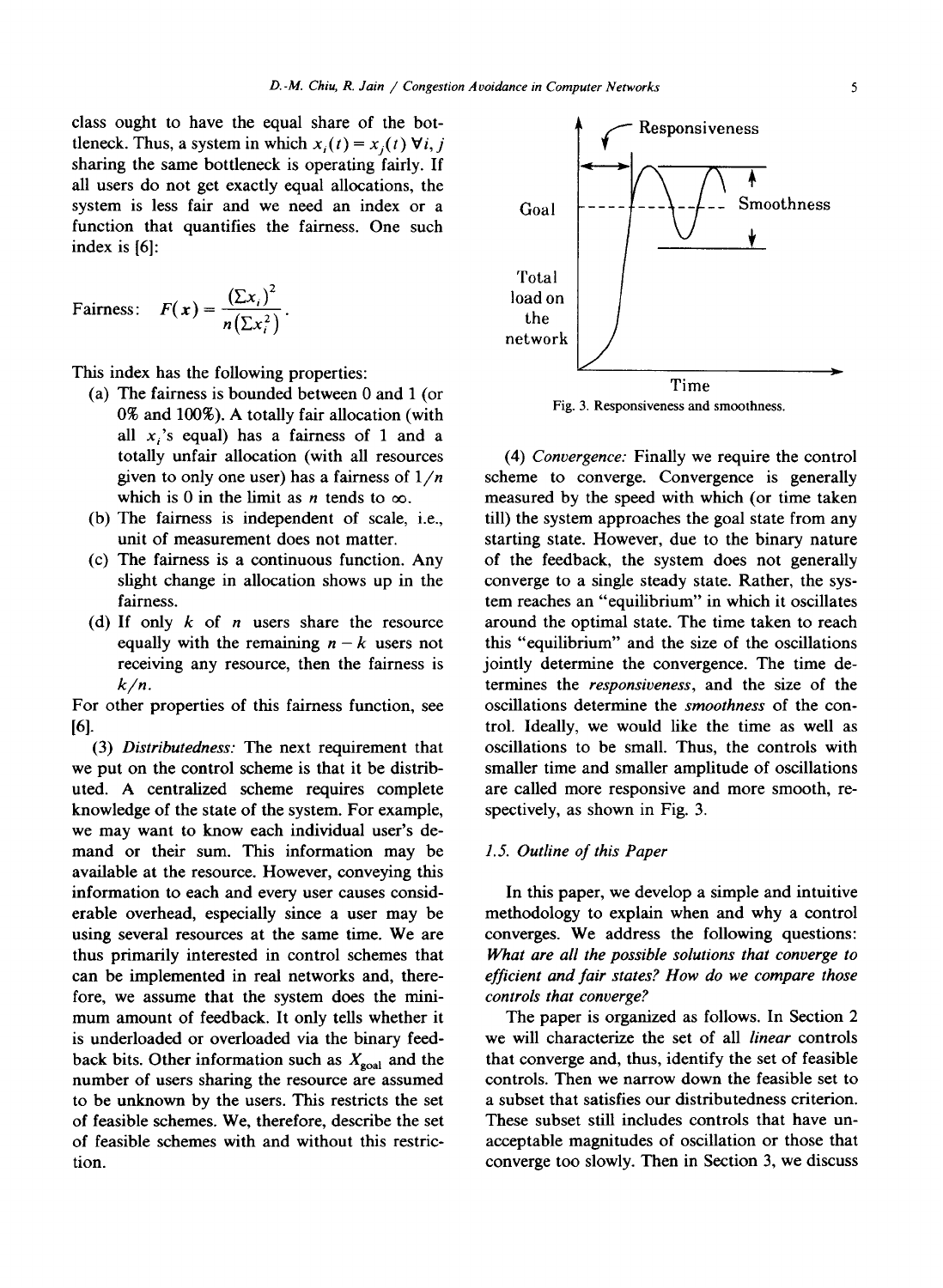class ought to have the equal share of the bottleneck. Thus, a system in which $x_i(t) = x_j(t)\ \forall i, j$ sharing the same bottleneck is operating fairly. If all users do not get exactly equal allocations, the system is less fair and we need an index or a function that quantifies the fairness. One such index is [6]:

$$\text{Fairness:}\quad F(x) = \frac{(\Sigma x_i)^2}{n(\Sigma x_i^2)}.$$

This index has the following properties:

(a) The fairness is bounded between 0 and 1 (or 0% and 100%). A totally fair allocation (with all $x_i$'s equal) has a fairness of 1 and a totally unfair allocation (with all resources given to only one user) has a fairness of $1/n$ which is 0 in the limit as $n$ tends to $\infty$.

(b) The fairness is independent of scale, i.e., unit of measurement does not matter.

(c) The fairness is a continuous function. Any slight change in allocation shows up in the fairness.

(d) If only $k$ of $n$ users share the resource equally with the remaining $n-k$ users not receiving any resource, then the fairness is $k/n$.

For other properties of this fairness function, see [6].

(3) *Distributedness:* The next requirement that we put on the control scheme is that it be distributed. A centralized scheme requires complete knowledge of the state of the system. For example, we may want to know each individual user's demand or their sum. This information may be available at the resource. However, conveying this information to each and every user causes considerable overhead, especially since a user may be using several resources at the same time. We are thus primarily interested in control schemes that can be implemented in real networks and, therefore, we assume that the system does the minimum amount of feedback. It only tells whether it is underloaded or overloaded via the binary feedback bits. Other information such as $X_{\text{goal}}$ and the number of users sharing the resource are assumed to be unknown by the users. This restricts the set of feasible schemes. We, therefore, describe the set of feasible schemes with and without this restriction.

Fig. 3. Responsiveness and smoothness.

(4) *Convergence:* Finally we require the control scheme to converge. Convergence is generally measured by the speed with which (or time taken till) the system approaches the goal state from any starting state. However, due to the binary nature of the feedback, the system does not generally converge to a single steady state. Rather, the system reaches an "equilibrium" in which it oscillates around the optimal state. The time taken to reach this "equilibrium" and the size of the oscillations jointly determine the convergence. The time determines the *responsiveness*, and the size of the oscillations determine the *smoothness* of the control. Ideally, we would like the time as well as oscillations to be small. Thus, the controls with smaller time and smaller amplitude of oscillations are called more responsive and more smooth, respectively, as shown in Fig. 3.

### 1.5. Outline of this Paper

In this paper, we develop a simple and intuitive methodology to explain when and why a control converges. We address the following questions: *What are all the possible solutions that converge to efficient and fair states? How do we compare those controls that converge?*

The paper is organized as follows. In Section 2 we will characterize the set of all *linear* controls that converge and, thus, identify the set of feasible controls. Then we narrow down the feasible set to a subset that satisfies our distributedness criterion. These subset still includes controls that have unacceptable magnitudes of oscillation or those that converge too slowly. Then in Section 3, we discuss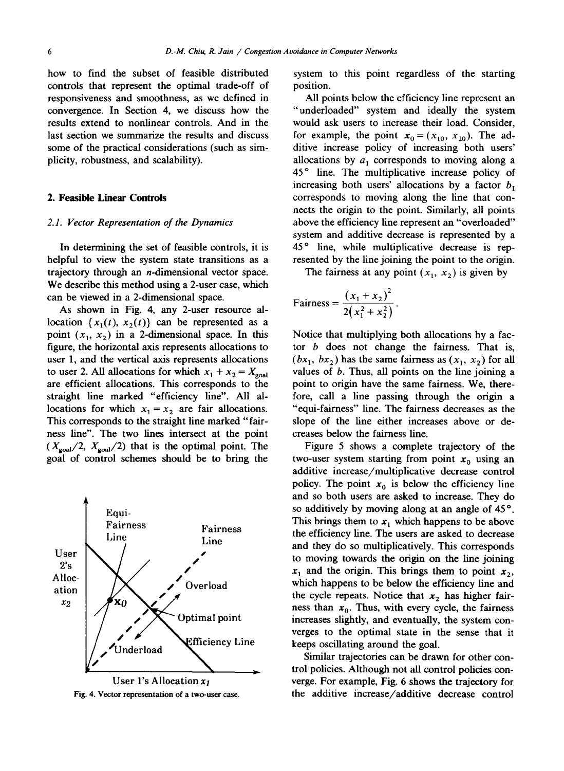how to find the subset of feasible distributed controls that represent the optimal trade-off of responsiveness and smoothness, as we defined in convergence. In Section 4, we discuss how the results extend to nonlinear controls. And in the last section we summarize the results and discuss some of the practical considerations (such as simplicity, robustness, and scalability).

## 2. Feasible Linear Controls

### 2.1. Vector Representation of the Dynamics

In determining the set of feasible controls, it is helpful to view the system state transitions as a trajectory through an $n$-dimensional vector space. We describe this method using a 2-user case, which can be viewed in a 2-dimensional space.

As shown in Fig. 4, any 2-user resource allocation $\{x_1(t), x_2(t)\}$ can be represented as a point $(x_1, x_2)$ in a 2-dimensional space. In this figure, the horizontal axis represents allocations to user 1, and the vertical axis represents allocations to user 2. All allocations for which $x_1 + x_2 = X_{goal}$ are efficient allocations. This corresponds to the straight line marked "efficiency line". All allocations for which $x_1 = x_2$ are fair allocations. This corresponds to the straight line marked "fairness line". The two lines intersect at the point $(X_{goal}/2, X_{goal}/2)$ that is the optimal point. The goal of control schemes should be to bring the system to this point regardless of the starting position.

Fig. 4. Vector representation of a two-user case.

All points below the efficiency line represent an "underloaded" system and ideally the system would ask users to increase their load. Consider, for example, the point $x_0 = (x_{10}, x_{20})$. The additive increase policy of increasing both users' allocations by $a_I$ corresponds to moving along a 45° line. The multiplicative increase policy of increasing both users' allocations by a factor $b_I$ corresponds to moving along the line that connects the origin to the point. Similarly, all points above the efficiency line represent an "overloaded" system and additive decrease is represented by a 45° line, while multiplicative decrease is represented by the line joining the point to the origin.

The fairness at any point $(x_1, x_2)$ is given by

$$\text{Fairness} = \frac{(x_1 + x_2)^2}{2(x_1^2 + x_2^2)}.$$

Notice that multiplying both allocations by a factor $b$ does not change the fairness. That is, $(bx_1, bx_2)$ has the same fairness as $(x_1, x_2)$ for all values of $b$. Thus, all points on the line joining a point to origin have the same fairness. We, therefore, call a line passing through the origin a "equi-fairness" line. The fairness decreases as the slope of the line either increases above or decreases below the fairness line.

Figure 5 shows a complete trajectory of the two-user system starting from point $x_0$ using an additive increase/multiplicative decrease control policy. The point $x_0$ is below the efficiency line and so both users are asked to increase. They do so additively by moving along at an angle of 45°. This brings them to $x_1$ which happens to be above the efficiency line. The users are asked to decrease and they do so multiplicatively. This corresponds to moving towards the origin on the line joining $x_1$ and the origin. This brings them to point $x_2$, which happens to be below the efficiency line and the cycle repeats. Notice that $x_2$ has higher fairness than $x_0$. Thus, with every cycle, the fairness increases slightly, and eventually, the system converges to the optimal state in the sense that it keeps oscillating around the goal.

Similar trajectories can be drawn for other control policies. Although not all control policies converge. For example, Fig. 6 shows the trajectory for the additive increase/additive decrease control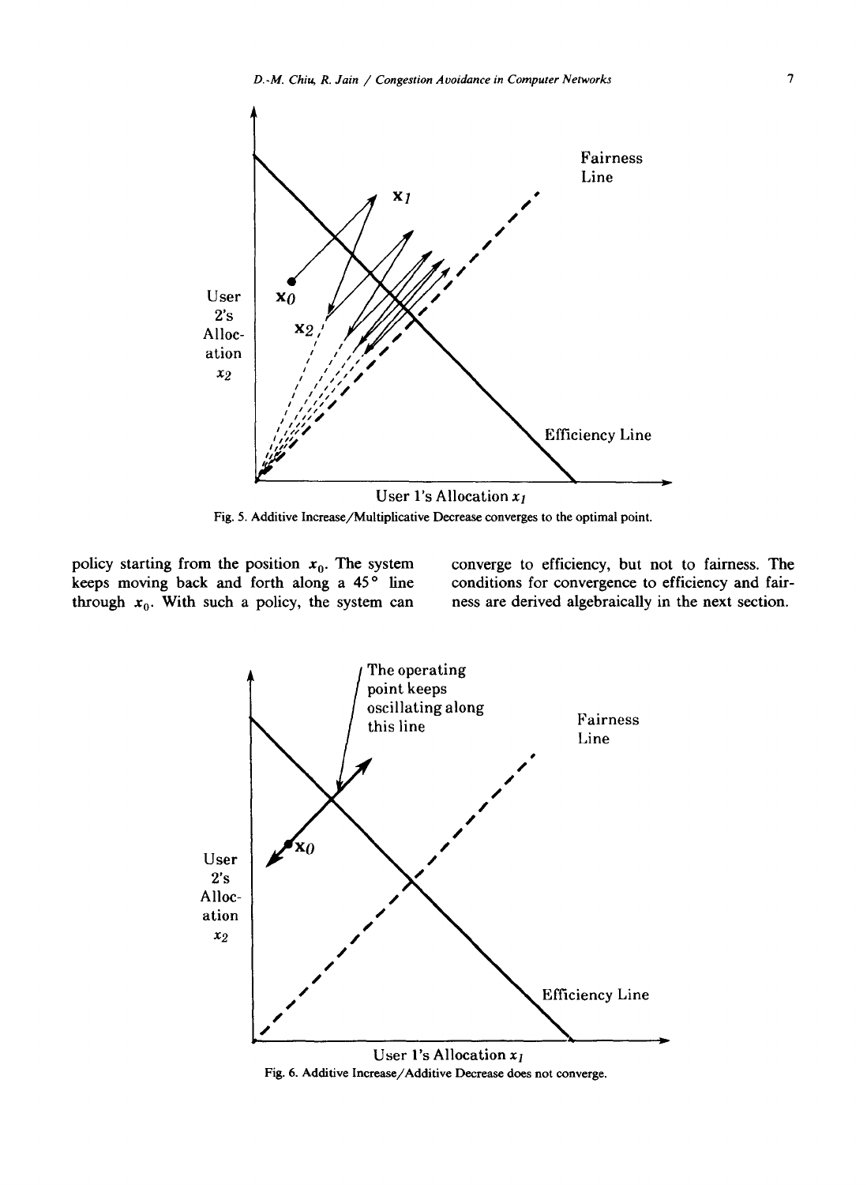Fig. 5. Additive Increase/Multiplicative Decrease converges to the optimal point.

policy starting from the position $x_0$. The system keeps moving back and forth along a 45° line through $x_0$. With such a policy, the system can converge to efficiency, but not to fairness. The conditions for convergence to efficiency and fairness are derived algebraically in the next section.

Fig. 6. Additive Increase/Additive Decrease does not converge.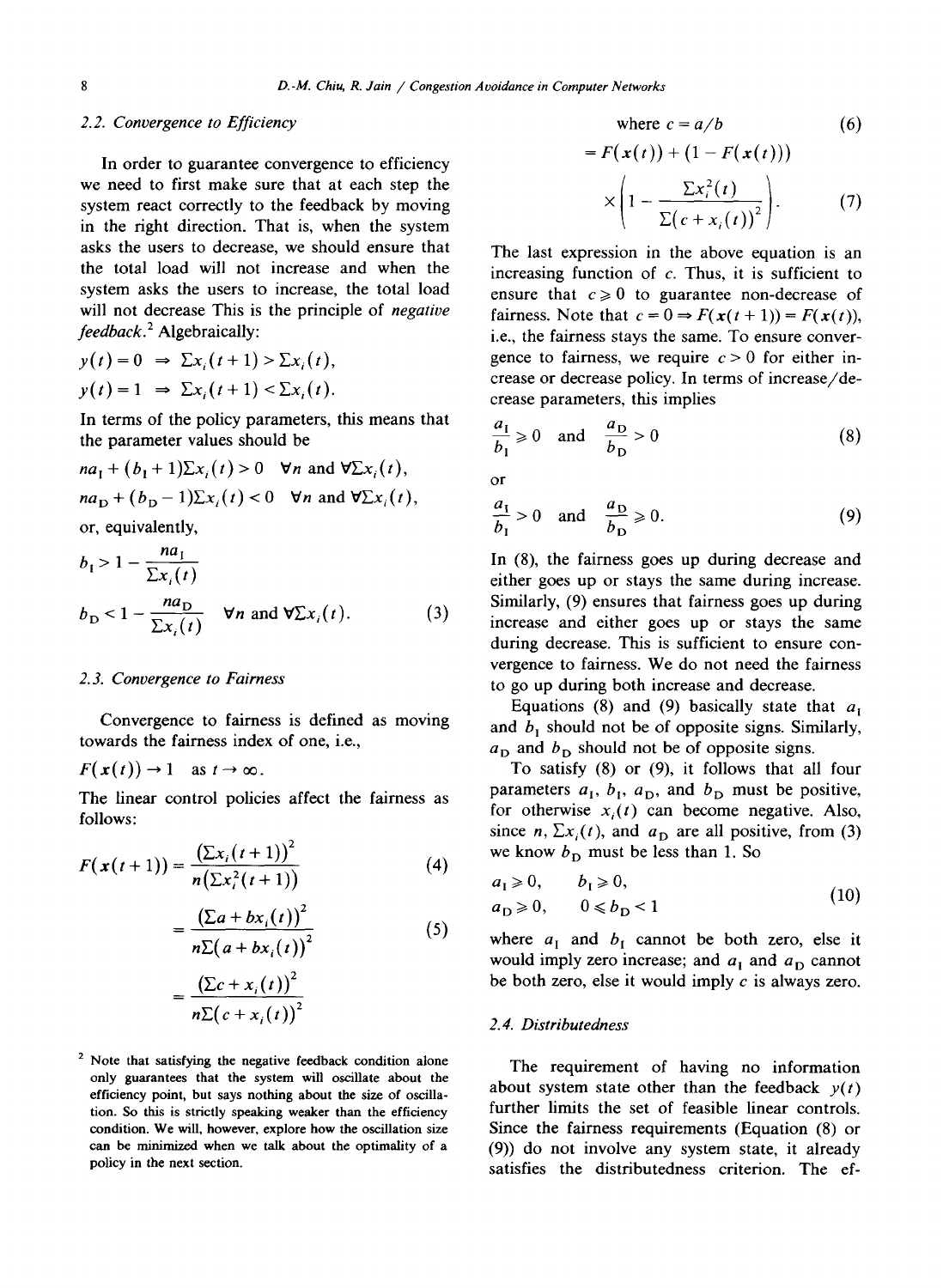### 2.2. Convergence to Efficiency

In order to guarantee convergence to efficiency we need to first make sure that at each step the system react correctly to the feedback by moving in the right direction. That is, when the system asks the users to decrease, we should ensure that the total load will not increase and when the system asks the users to increase, the total load will not decrease This is the principle of *negative feedback*.[2] Algebraically:

$$y(t) = 0 \;\Rightarrow\; \Sigma x_i(t+1) > \Sigma x_i(t),$$

$$y(t) = 1 \;\Rightarrow\; \Sigma x_i(t+1) < \Sigma x_i(t).$$

In terms of the policy parameters, this means that the parameter values should be

$$na_I + (b_I + 1)\Sigma x_i(t) > 0 \quad \forall n \text{ and } \forall \Sigma x_i(t),$$

$$na_D + (b_D - 1)\Sigma x_i(t) < 0 \quad \forall n \text{ and } \forall \Sigma x_i(t),$$

or, equivalently,

$$b_I > 1 - \frac{na_I}{\Sigma x_i(t)}$$

$$b_D < 1 - \frac{na_D}{\Sigma x_i(t)} \quad \forall n \text{ and } \forall \Sigma x_i(t). \tag{3}$$

### 2.3. Convergence to Fairness

Convergence to fairness is defined as moving towards the fairness index of one, i.e.,

$$F(x(t)) \to 1 \quad \text{as } t \to \infty.$$

The linear control policies affect the fairness as follows:

$$F(x(t+1)) = \frac{(\Sigma x_i(t+1))^2}{n(\Sigma x_i^2(t+1))} \tag{4}$$

$$= \frac{(\Sigma a + bx_i(t))^2}{n\Sigma(a + bx_i(t))^2} \tag{5}$$

$$= \frac{(\Sigma c + x_i(t))^2}{n\Sigma(c + x_i(t))^2}$$

$$\text{where } c = a/b \tag{6}$$

$$= F(x(t)) + (1 - F(x(t)))\left(1 - \frac{\Sigma x_i^2(t)}{\Sigma(c + x_i(t))^2}\right). \tag{7}$$

The last expression in the above equation is an increasing function of $c$. Thus, it is sufficient to ensure that $c \geqslant 0$ to guarantee non-decrease of fairness. Note that $c = 0 \Rightarrow F(x(t+1)) = F(x(t))$, i.e., the fairness stays the same. To ensure convergence to fairness, we require $c > 0$ for either increase or decrease policy. In terms of increase/decrease parameters, this implies

$$\frac{a_I}{b_I} \geqslant 0 \quad \text{and} \quad \frac{a_D}{b_D} > 0 \tag{8}$$

or

$$\frac{a_I}{b_I} > 0 \quad \text{and} \quad \frac{a_D}{b_D} \geqslant 0. \tag{9}$$

In (8), the fairness goes up during decrease and either goes up or stays the same during increase. Similarly, (9) ensures that fairness goes up during increase and either goes up or stays the same during decrease. This is sufficient to ensure convergence to fairness. We do not need the fairness to go up during both increase and decrease.

Equations (8) and (9) basically state that $a_I$ and $b_I$ should not be of opposite signs. Similarly, $a_D$ and $b_D$ should not be of opposite signs.

To satisfy (8) or (9), it follows that all four parameters $a_I$, $b_I$, $a_D$, and $b_D$ must be positive, for otherwise $x_i(t)$ can become negative. Also, since $n$, $\Sigma x_i(t)$, and $a_D$ are all positive, from (3) we know $b_D$ must be less than 1. So

$$a_I \geqslant 0, \qquad b_I \geqslant 0,$$
$$a_D \geqslant 0, \qquad 0 \leqslant b_D < 1 \tag{10}$$

where $a_I$ and $b_I$ cannot be both zero, else it would imply zero increase; and $a_I$ and $a_D$ cannot be both zero, else it would imply $c$ is always zero.

### 2.4. Distributedness

The requirement of having no information about system state other than the feedback $y(t)$ further limits the set of feasible linear controls. Since the fairness requirements (Equation (8) or (9)) do not involve any system state, it already satisfies the distributedness criterion. The ef-

[2] Note that satisfying the negative feedback condition alone only guarantees that the system will oscillate about the efficiency point, but says nothing about the size of oscillation. So this is strictly speaking weaker than the efficiency condition. We will, however, explore how the oscillation size can be minimized when we talk about the optimality of a policy in the next section.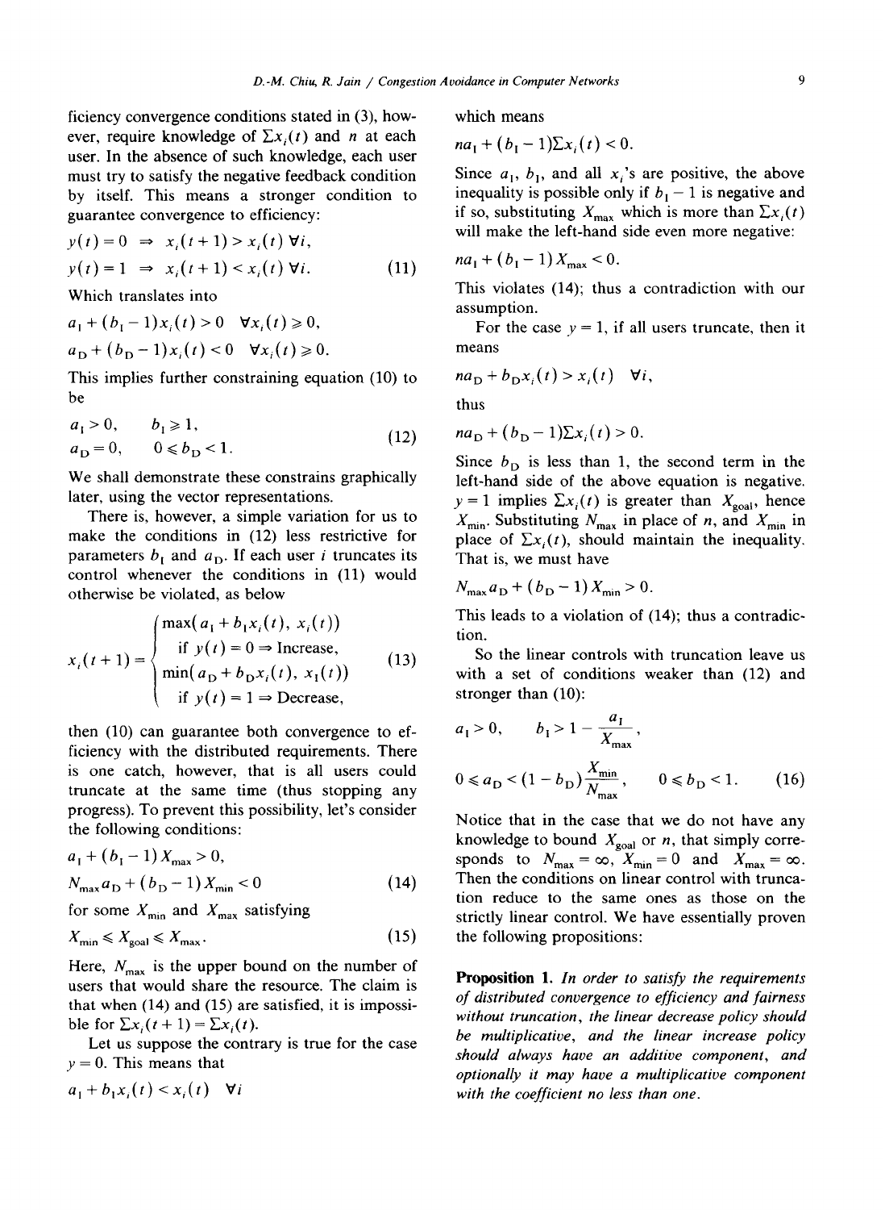ficiency convergence conditions stated in (3), however, require knowledge of $\Sigma x_i(t)$ and $n$ at each user. In the absence of such knowledge, each user must try to satisfy the negative feedback condition by itself. This means a stronger condition to guarantee convergence to efficiency:

$$y(t)=0 \Rightarrow x_i(t+1) > x_i(t) \ \forall i,$$
$$y(t)=1 \Rightarrow x_i(t+1) < x_i(t) \ \forall i. \tag{11}$$

Which translates into

$$a_I + (b_I - 1)x_i(t) > 0 \quad \forall x_i(t) \geqslant 0,$$
$$a_D + (b_D - 1)x_i(t) < 0 \quad \forall x_i(t) \geqslant 0.$$

This implies further constraining equation (10) to be

$$a_I > 0, \qquad b_I \geqslant 1,$$
$$a_D = 0, \qquad 0 \leqslant b_D < 1. \tag{12}$$

We shall demonstrate these constrains graphically later, using the vector representations.

There is, however, a simple variation for us to make the conditions in (12) less restrictive for parameters $b_I$ and $a_D$. If each user $i$ truncates its control whenever the conditions in (11) would otherwise be violated, as below

$$x_i(t+1) = \begin{cases} \max(a_I + b_I x_i(t),\ x_i(t)) \\ \quad \text{if } y(t)=0 \Rightarrow \text{Increase}, \\ \min(a_D + b_D x_i(t),\ x_I(t)) \\ \quad \text{if } y(t)=1 \Rightarrow \text{Decrease}, \end{cases} \tag{13}$$

then (10) can guarantee both convergence to efficiency with the distributed requirements. There is one catch, however, that is all users could truncate at the same time (thus stopping any progress). To prevent this possibility, let's consider the following conditions:

$$a_I + (b_I - 1)X_{max} > 0,$$
$$N_{max} a_D + (b_D - 1)X_{min} < 0 \tag{14}$$

for some $X_{min}$ and $X_{max}$ satisfying

$$X_{min} \leqslant X_{goal} \leqslant X_{max}. \tag{15}$$

Here, $N_{max}$ is the upper bound on the number of users that would share the resource. The claim is that when (14) and (15) are satisfied, it is impossible for $\Sigma x_i(t+1) = \Sigma x_i(t)$.

Let us suppose the contrary is true for the case $y=0$. This means that

$$a_I + b_I x_i(t) < x_i(t) \quad \forall i$$

which means

$$na_I + (b_I - 1)\Sigma x_i(t) < 0.$$

Since $a_I$, $b_I$, and all $x_i$'s are positive, the above inequality is possible only if $b_I - 1$ is negative and if so, substituting $X_{max}$ which is more than $\Sigma x_i(t)$ will make the left-hand side even more negative:

$$na_I + (b_I - 1)X_{max} < 0.$$

This violates (14); thus a contradiction with our assumption.

For the case $y=1$, if all users truncate, then it means

$$na_D + b_D x_i(t) > x_i(t) \quad \forall i,$$

thus

$$na_D + (b_D - 1)\Sigma x_i(t) > 0.$$

Since $b_D$ is less than 1, the second term in the left-hand side of the above equation is negative. $y=1$ implies $\Sigma x_i(t)$ is greater than $X_{goal}$, hence $X_{min}$. Substituting $N_{max}$ in place of $n$, and $X_{min}$ in place of $\Sigma x_i(t)$, should maintain the inequality. That is, we must have

$$N_{max} a_D + (b_D - 1)X_{min} > 0.$$

This leads to a violation of (14); thus a contradiction.

So the linear controls with truncation leave us with a set of conditions weaker than (12) and stronger than (10):

$$a_I > 0, \qquad b_I > 1 - \frac{a_I}{X_{max}},$$
$$0 \leqslant a_D < (1 - b_D)\frac{X_{min}}{N_{max}}, \qquad 0 \leqslant b_D < 1. \tag{16}$$

Notice that in the case that we do not have any knowledge to bound $X_{goal}$ or $n$, that simply corresponds to $N_{max} = \infty$, $X_{min} = 0$ and $X_{max} = \infty$. Then the conditions on linear control with truncation reduce to the same ones as those on the strictly linear control. We have essentially proven the following propositions:

**Proposition 1.** *In order to satisfy the requirements of distributed convergence to efficiency and fairness without truncation, the linear decrease policy should be multiplicative, and the linear increase policy should always have an additive component, and optionally it may have a multiplicative component with the coefficient no less than one.*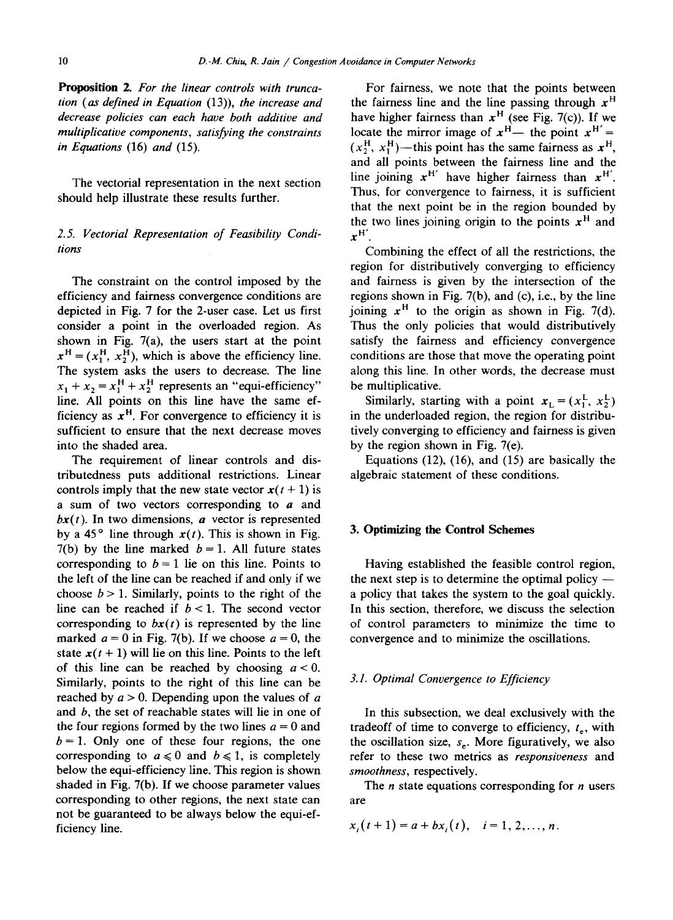**Proposition 2.** *For the linear controls with truncation (as defined in Equation (13)), the increase and decrease policies can each have both additive and multiplicative components, satisfying the constraints in Equations (16) and (15).*

The vectorial representation in the next section should help illustrate these results further.

### 2.5. Vectorial Representation of Feasibility Conditions

The constraint on the control imposed by the efficiency and fairness convergence conditions are depicted in Fig. 7 for the 2-user case. Let us first consider a point in the overloaded region. As shown in Fig. 7(a), the users start at the point $x^H = (x_1^H, x_2^H)$, which is above the efficiency line. The system asks the users to decrease. The line $x_1 + x_2 = x_1^H + x_2^H$ represents an "equi-efficiency" line. All points on this line have the same efficiency as $x^H$. For convergence to efficiency it is sufficient to ensure that the next decrease moves into the shaded area.

The requirement of linear controls and distributedness puts additional restrictions. Linear controls imply that the new state vector $x(t+1)$ is a sum of two vectors corresponding to $a$ and $bx(t)$. In two dimensions, $a$ vector is represented by a 45° line through $x(t)$. This is shown in Fig. 7(b) by the line marked $b = 1$. All future states corresponding to $b = 1$ lie on this line. Points to the left of the line can be reached if and only if we choose $b > 1$. Similarly, points to the right of the line can be reached if $b < 1$. The second vector corresponding to $bx(t)$ is represented by the line marked $a = 0$ in Fig. 7(b). If we choose $a = 0$, the state $x(t+1)$ will lie on this line. Points to the left of this line can be reached by choosing $a < 0$. Similarly, points to the right of this line can be reached by $a > 0$. Depending upon the values of $a$ and $b$, the set of reachable states will lie in one of the four regions formed by the two lines $a = 0$ and $b = 1$. Only one of these four regions, the one corresponding to $a \leqslant 0$ and $b \leqslant 1$, is completely below the equi-efficiency line. This region is shown shaded in Fig. 7(b). If we choose parameter values corresponding to other regions, the next state can not be guaranteed to be always below the equi-efficiency line.

For fairness, we note that the points between the fairness line and the line passing through $x^H$ have higher fairness than $x^H$ (see Fig. 7(c)). If we locate the mirror image of $x^H$— the point $x^{H'} = (x_2^H, x_1^H)$—this point has the same fairness as $x^H$, and all points between the fairness line and the line joining $x^{H'}$ have higher fairness than $x^{H'}$. Thus, for convergence to fairness, it is sufficient that the next point be in the region bounded by the two lines joining origin to the points $x^H$ and $x^{H'}$.

Combining the effect of all the restrictions, the region for distributively converging to efficiency and fairness is given by the intersection of the regions shown in Fig. 7(b), and (c), i.e., by the line joining $x^H$ to the origin as shown in Fig. 7(d). Thus the only policies that would distributively satisfy the fairness and efficiency convergence conditions are those that move the operating point along this line. In other words, the decrease must be multiplicative.

Similarly, starting with a point $x_L = (x_1^L, x_2^L)$ in the underloaded region, the region for distributively converging to efficiency and fairness is given by the region shown in Fig. 7(e).

Equations (12), (16), and (15) are basically the algebraic statement of these conditions.

## 3. Optimizing the Control Schemes

Having established the feasible control region, the next step is to determine the optimal policy — a policy that takes the system to the goal quickly. In this section, therefore, we discuss the selection of control parameters to minimize the time to convergence and to minimize the oscillations.

### 3.1. Optimal Convergence to Efficiency

In this subsection, we deal exclusively with the tradeoff of time to converge to efficiency, $t_e$, with the oscillation size, $s_e$. More figuratively, we also refer to these two metrics as *responsiveness* and *smoothness*, respectively.

The $n$ state equations corresponding for $n$ users are

$$x_i(t+1) = a + bx_i(t), \quad i = 1, 2, \ldots, n.$$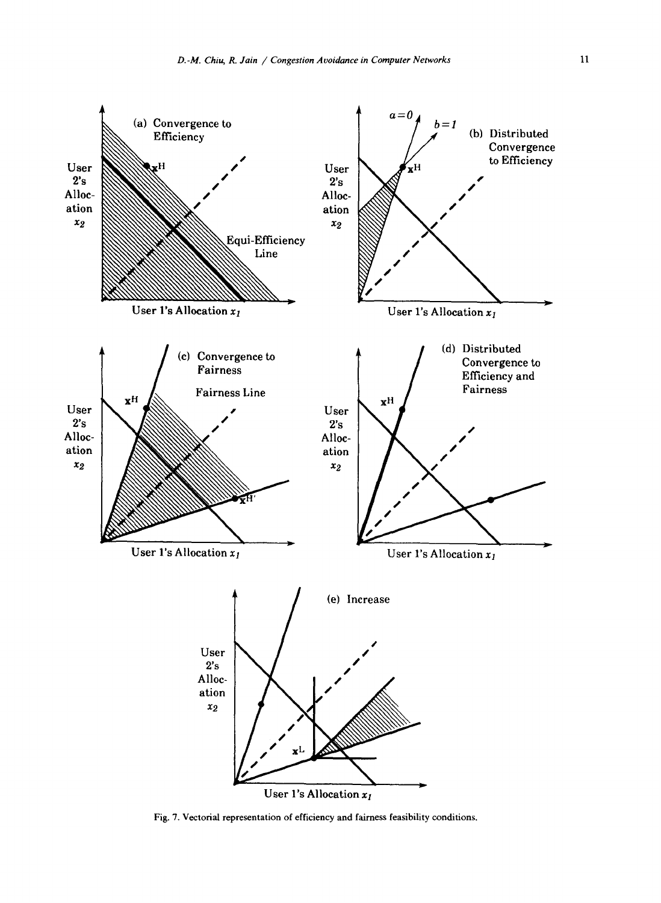Fig. 7. Vectorial representation of efficiency and fairness feasibility conditions.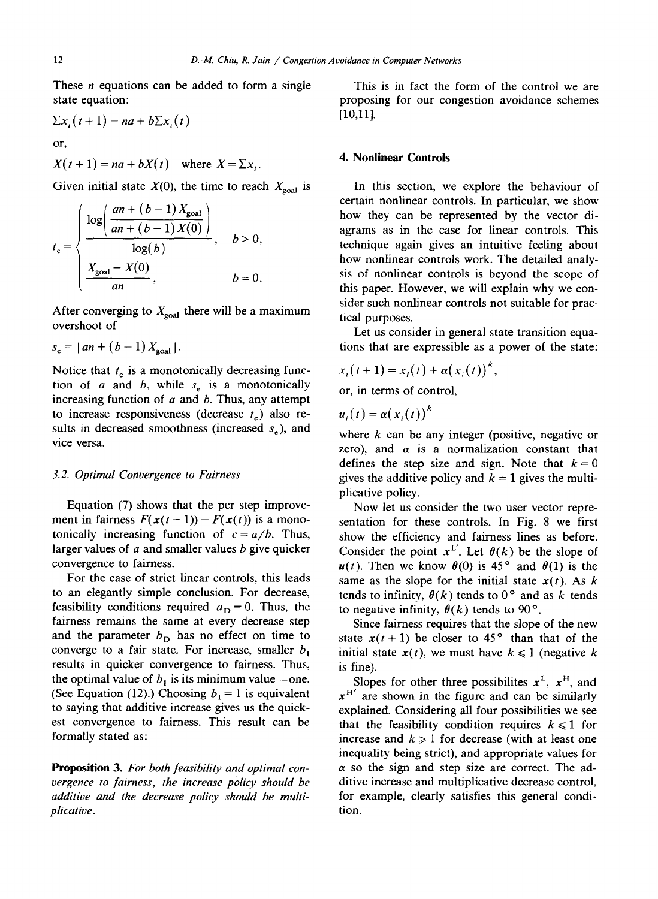These $n$ equations can be added to form a single state equation:

$$\Sigma x_i(t+1) = na + b\Sigma x_i(t)$$

or,

$$X(t+1) = na + bX(t) \quad \text{where } X = \Sigma x_i.$$

Given initial state $X(0)$, the time to reach $X_{\text{goal}}$ is

$$t_e = \begin{cases} \dfrac{\log\left(\dfrac{an + (b-1)X_{\text{goal}}}{an + (b-1)X(0)}\right)}{\log(b)}, & b > 0, \\[2ex] \dfrac{X_{\text{goal}} - X(0)}{an}, & b = 0. \end{cases}$$

After converging to $X_{\text{goal}}$ there will be a maximum overshoot of

$$s_e = |an + (b-1)X_{\text{goal}}|.$$

Notice that $t_e$ is a monotonically decreasing function of $a$ and $b$, while $s_e$ is a monotonically increasing function of $a$ and $b$. Thus, any attempt to increase responsiveness (decrease $t_e$) also results in decreased smoothness (increased $s_e$), and vice versa.

### 3.2. Optimal Convergence to Fairness

Equation (7) shows that the per step improvement in fairness $F(x(t-1)) - F(x(t))$ is a monotonically increasing function of $c = a/b$. Thus, larger values of $a$ and smaller values $b$ give quicker convergence to fairness.

For the case of strict linear controls, this leads to an elegantly simple conclusion. For decrease, feasibility conditions required $a_D = 0$. Thus, the fairness remains the same at every decrease step and the parameter $b_D$ has no effect on time to converge to a fair state. For increase, smaller $b_I$ results in quicker convergence to fairness. Thus, the optimal value of $b_I$ is its minimum value—one. (See Equation (12).) Choosing $b_I = 1$ is equivalent to saying that additive increase gives us the quickest convergence to fairness. This result can be formally stated as:

**Proposition 3.** *For both feasibility and optimal convergence to fairness, the increase policy should be additive and the decrease policy should be multiplicative.*

This is in fact the form of the control we are proposing for our congestion avoidance schemes [10,11].

## 4. Nonlinear Controls

In this section, we explore the behaviour of certain nonlinear controls. In particular, we show how they can be represented by the vector diagrams as in the case for linear controls. This technique again gives an intuitive feeling about how nonlinear controls work. The detailed analysis of nonlinear controls is beyond the scope of this paper. However, we will explain why we consider such nonlinear controls not suitable for practical purposes.

Let us consider in general state transition equations that are expressible as a power of the state:

$$x_i(t+1) = x_i(t) + \alpha(x_i(t))^k,$$

or, in terms of control,

$$u_i(t) = \alpha(x_i(t))^k$$

where $k$ can be any integer (positive, negative or zero), and $\alpha$ is a normalization constant that defines the step size and sign. Note that $k = 0$ gives the additive policy and $k = 1$ gives the multiplicative policy.

Now let us consider the two user vector representation for these controls. In Fig. 8 we first show the efficiency and fairness lines as before. Consider the point $x^{L'}$. Let $\theta(k)$ be the slope of $u(t)$. Then we know $\theta(0)$ is 45° and $\theta(1)$ is the same as the slope for the initial state $x(t)$. As $k$ tends to infinity, $\theta(k)$ tends to 0° and as $k$ tends to negative infinity, $\theta(k)$ tends to 90°.

Since fairness requires that the slope of the new state $x(t+1)$ be closer to 45° than that of the initial state $x(t)$, we must have $k \leqslant 1$ (negative $k$ is fine).

Slopes for other three possibilites $x^L$, $x^H$, and $x^{H'}$ are shown in the figure and can be similarly explained. Considering all four possibilities we see that the feasibility condition requires $k \leqslant 1$ for increase and $k \geqslant 1$ for decrease (with at least one inequality being strict), and appropriate values for $\alpha$ so the sign and step size are correct. The additive increase and multiplicative decrease control, for example, clearly satisfies this general condition.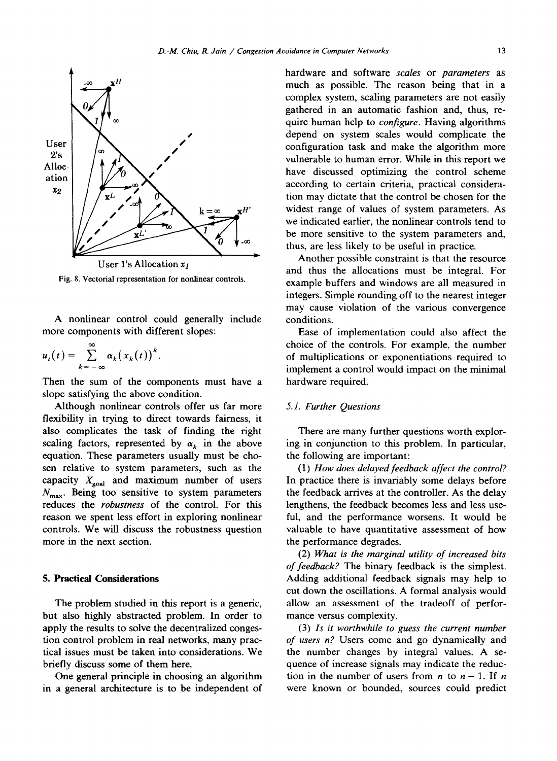Fig. 8. Vectorial representation for nonlinear controls.

A nonlinear control could generally include more components with different slopes:

$$u_i(t) = \sum_{k=-\infty}^{\infty} \alpha_k (x_k(t))^k.$$

Then the sum of the components must have a slope satisfying the above condition.

Although nonlinear controls offer us far more flexibility in trying to direct towards fairness, it also complicates the task of finding the right scaling factors, represented by $\alpha_k$ in the above equation. These parameters usually must be chosen relative to system parameters, such as the capacity $X_{goal}$ and maximum number of users $N_{max}$. Being too sensitive to system parameters reduces the *robustness* of the control. For this reason we spent less effort in exploring nonlinear controls. We will discuss the robustness question more in the next section.

## 5. Practical Considerations

The problem studied in this report is a generic, but also highly abstracted problem. In order to apply the results to solve the decentralized congestion control problem in real networks, many practical issues must be taken into considerations. We briefly discuss some of them here.

One general principle in choosing an algorithm in a general architecture is to be independent of hardware and software *scales* or *parameters* as much as possible. The reason being that in a complex system, scaling parameters are not easily gathered in an automatic fashion and, thus, require human help to *configure*. Having algorithms depend on system scales would complicate the configuration task and make the algorithm more vulnerable to human error. While in this report we have discussed optimizing the control scheme according to certain criteria, practical consideration may dictate that the control be chosen for the widest range of values of system parameters. As we indicated earlier, the nonlinear controls tend to be more sensitive to the system parameters and, thus, are less likely to be useful in practice.

Another possible constraint is that the resource and thus the allocations must be integral. For example buffers and windows are all measured in integers. Simple rounding off to the nearest integer may cause violation of the various convergence conditions.

Ease of implementation could also affect the choice of the controls. For example, the number of multiplications or exponentiations required to implement a control would impact on the minimal hardware required.

### 5.1. Further Questions

There are many further questions worth exploring in conjunction to this problem. In particular, the following are important:

(1) *How does delayed feedback affect the control?* In practice there is invariably some delays before the feedback arrives at the controller. As the delay lengthens, the feedback becomes less and less useful, and the performance worsens. It would be valuable to have quantitative assessment of how the performance degrades.

(2) *What is the marginal utility of increased bits of feedback?* The binary feedback is the simplest. Adding additional feedback signals may help to cut down the oscillations. A formal analysis would allow an assessment of the tradeoff of performance versus complexity.

(3) *Is it worthwhile to guess the current number of users n?* Users come and go dynamically and the number changes by integral values. A sequence of increase signals may indicate the reduction in the number of users from $n$ to $n-1$. If $n$ were known or bounded, sources could predict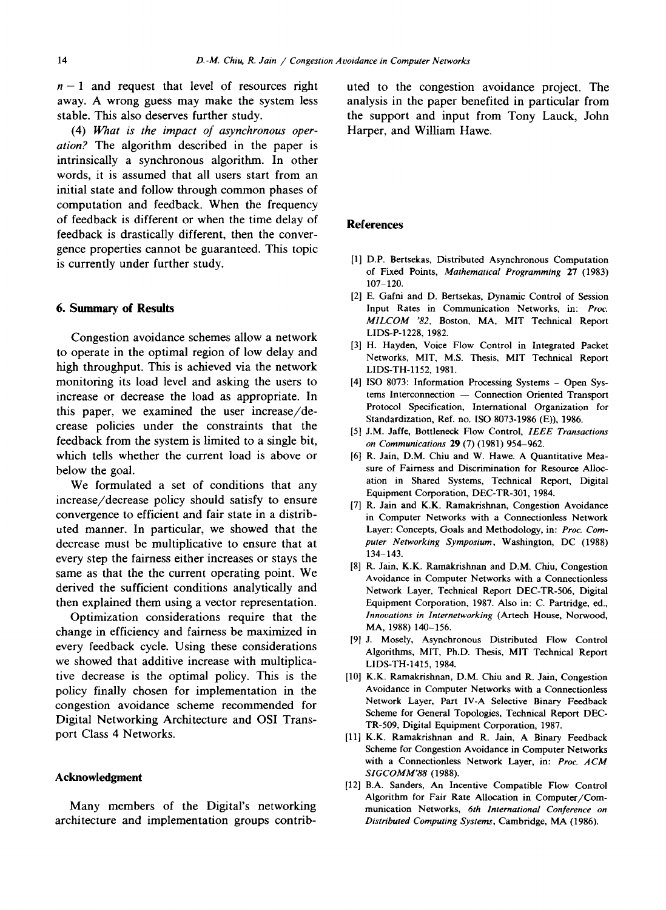$n - 1$ and request that level of resources right away. A wrong guess may make the system less stable. This also deserves further study.

(4) *What is the impact of asynchronous operation?* The algorithm described in the paper is intrinsically a synchronous algorithm. In other words, it is assumed that all users start from an initial state and follow through common phases of computation and feedback. When the frequency of feedback is different or when the time delay of feedback is drastically different, then the convergence properties cannot be guaranteed. This topic is currently under further study.

## 6. Summary of Results

Congestion avoidance schemes allow a network to operate in the optimal region of low delay and high throughput. This is achieved via the network monitoring its load level and asking the users to increase or decrease the load as appropriate. In this paper, we examined the user increase/decrease policies under the constraints that the feedback from the system is limited to a single bit, which tells whether the current load is above or below the goal.

We formulated a set of conditions that any increase/decrease policy should satisfy to ensure convergence to efficient and fair state in a distributed manner. In particular, we showed that the decrease must be multiplicative to ensure that at every step the fairness either increases or stays the same as that the the current operating point. We derived the sufficient conditions analytically and then explained them using a vector representation.

Optimization considerations require that the change in efficiency and fairness be maximized in every feedback cycle. Using these considerations we showed that additive increase with multiplicative decrease is the optimal policy. This is the policy finally chosen for implementation in the congestion avoidance scheme recommended for Digital Networking Architecture and OSI Transport Class 4 Networks.

## Acknowledgment

Many members of the Digital's networking architecture and implementation groups contributed to the congestion avoidance project. The analysis in the paper benefited in particular from the support and input from Tony Lauck, John Harper, and William Hawe.

## References

[1] D.P. Bertsekas, Distributed Asynchronous Computation of Fixed Points, *Mathematical Programming* **27** (1983) 107–120.

[2] E. Gafni and D. Bertsekas, Dynamic Control of Session Input Rates in Communication Networks, in: *Proc. MILCOM '82*, Boston, MA, MIT Technical Report LIDS-P-1228, 1982.

[3] H. Hayden, Voice Flow Control in Integrated Packet Networks, MIT, M.S. Thesis, MIT Technical Report LIDS-TH-1152, 1981.

[4] ISO 8073: Information Processing Systems – Open Systems Interconnection — Connection Oriented Transport Protocol Specification, International Organization for Standardization, Ref. no. ISO 8073-1986 (E)), 1986.

[5] J.M. Jaffe, Bottleneck Flow Control, *IEEE Transactions on Communications* **29** (7) (1981) 954–962.

[6] R. Jain, D.M. Chiu and W. Hawe. A Quantitative Measure of Fairness and Discrimination for Resource Allocation in Shared Systems, Technical Report, Digital Equipment Corporation, DEC-TR-301, 1984.

[7] R. Jain and K.K. Ramakrishnan, Congestion Avoidance in Computer Networks with a Connectionless Network Layer: Concepts, Goals and Methodology, in: *Proc. Computer Networking Symposium*, Washington, DC (1988) 134–143.

[8] R. Jain, K.K. Ramakrishnan and D.M. Chiu, Congestion Avoidance in Computer Networks with a Connectionless Network Layer, Technical Report DEC-TR-506, Digital Equipment Corporation, 1987. Also in: C. Partridge, ed., *Innovations in Internetworking* (Artech House, Norwood, MA, 1988) 140–156.

[9] J. Mosely, Asynchronous Distributed Flow Control Algorithms, MIT, Ph.D. Thesis, MIT Technical Report LIDS-TH-1415, 1984.

[10] K.K. Ramakrishnan, D.M. Chiu and R. Jain, Congestion Avoidance in Computer Networks with a Connectionless Network Layer, Part IV-A Selective Binary Feedback Scheme for General Topologies, Technical Report DEC-TR-509, Digital Equipment Corporation, 1987.

[11] K.K. Ramakrishnan and R. Jain, A Binary Feedback Scheme for Congestion Avoidance in Computer Networks with a Connectionless Network Layer, in: *Proc. ACM SIGCOMM'88* (1988).

[12] B.A. Sanders, An Incentive Compatible Flow Control Algorithm for Fair Rate Allocation in Computer/Communication Networks, *6th International Conference on Distributed Computing Systems*, Cambridge, MA (1986).